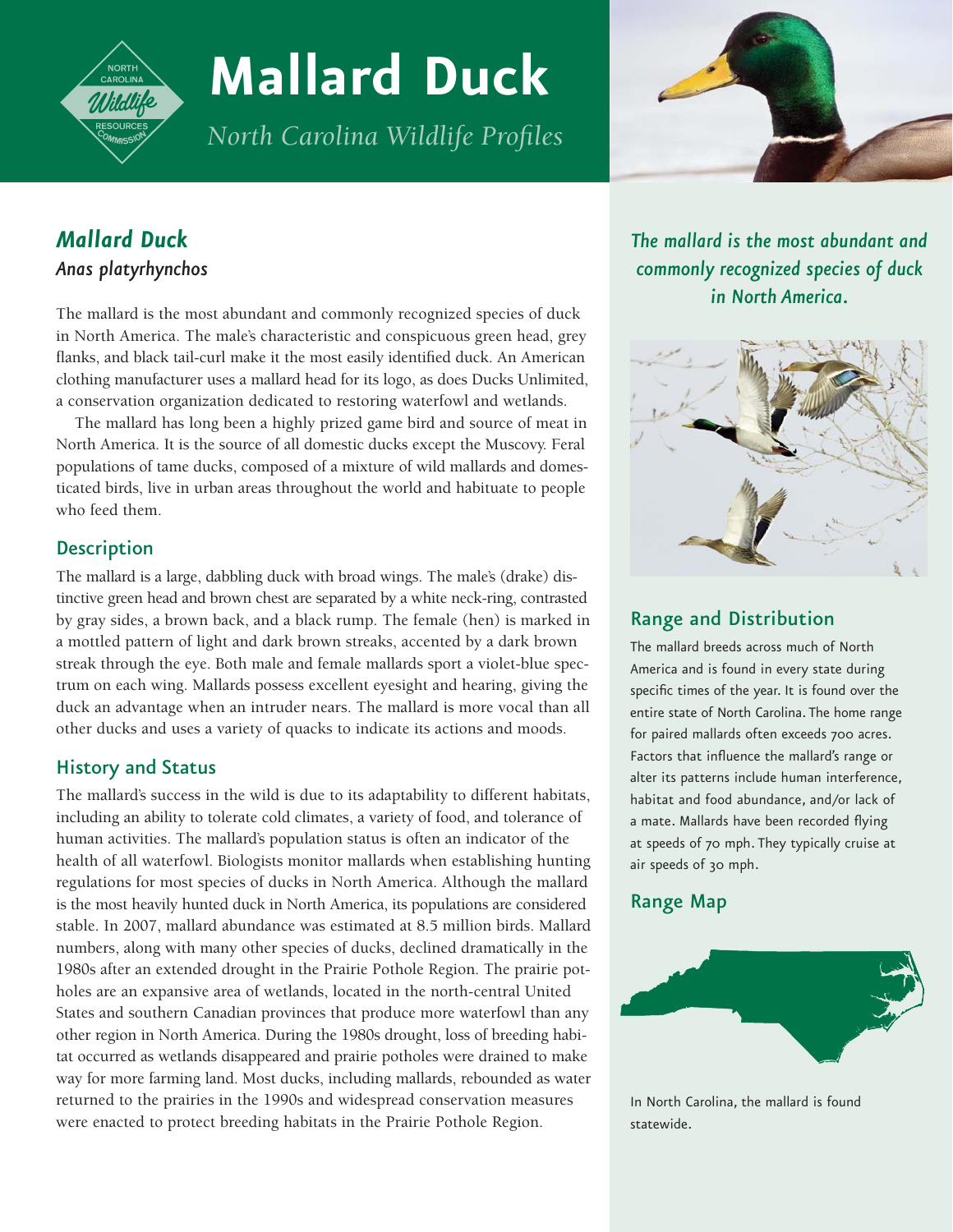# Mallard Duck

*North Carolina Wildlife Profiles*

## *Mallard Duck*

*Anas platyrhynchos*

The mallard is the most abundant and commonly recognized species of duck in North America. The male's characteristic and conspicuous green head, grey flanks, and black tail-curl make it the most easily identified duck. An American clothing manufacturer uses a mallard head for its logo, as does Ducks Unlimited, a conservation organization dedicated to restoring waterfowl and wetlands.

The mallard has long been a highly prized game bird and source of meat in North America. It is the source of all domestic ducks except the Muscovy. Feral populations of tame ducks, composed of a mixture of wild mallards and domesticated birds, live in urban areas throughout the world and habituate to people who feed them.

### Description

The mallard is a large, dabbling duck with broad wings. The male's (drake) distinctive green head and brown chest are separated by a white neck-ring, contrasted by gray sides, a brown back, and a black rump. The female (hen) is marked in a mottled pattern of light and dark brown streaks, accented by a dark brown streak through the eye. Both male and female mallards sport a violet-blue spectrum on each wing. Mallards possess excellent eyesight and hearing, giving the duck an advantage when an intruder nears. The mallard is more vocal than all other ducks and uses a variety of quacks to indicate its actions and moods.

### History and Status

The mallard's success in the wild is due to its adaptability to different habitats, including an ability to tolerate cold climates, a variety of food, and tolerance of human activities. The mallard's population status is often an indicator of the health of all waterfowl. Biologists monitor mallards when establishing hunting regulations for most species of ducks in North America. Although the mallard is the most heavily hunted duck in North America, its populations are considered stable. In 2007, mallard abundance was estimated at 8.5 million birds. Mallard numbers, along with many other species of ducks, declined dramatically in the 1980s after an extended drought in the Prairie Pothole Region. The prairie potholes are an expansive area of wetlands, located in the north-central United States and southern Canadian provinces that produce more waterfowl than any other region in North America. During the 1980s drought, loss of breeding habitat occurred as wetlands disappeared and prairie potholes were drained to make way for more farming land. Most ducks, including mallards, rebounded as water returned to the prairies in the 1990s and widespread conservation measures were enacted to protect breeding habitats in the Prairie Pothole Region.

*The mallard is the most abundant and commonly recognized species of duck in North America.*

### Range and Distribution

The mallard breeds across much of North America and is found in every state during specific times of the year. It is found over the entire state of North Carolina. The home range for paired mallards often exceeds 700 acres. Factors that influence the mallard's range or alter its patterns include human interference, habitat and food abundance, and/or lack of a mate. Mallards have been recorded flying at speeds of 70 mph. They typically cruise at air speeds of 30 mph.

### Range Map

In North Carolina, the mallard is found statewide.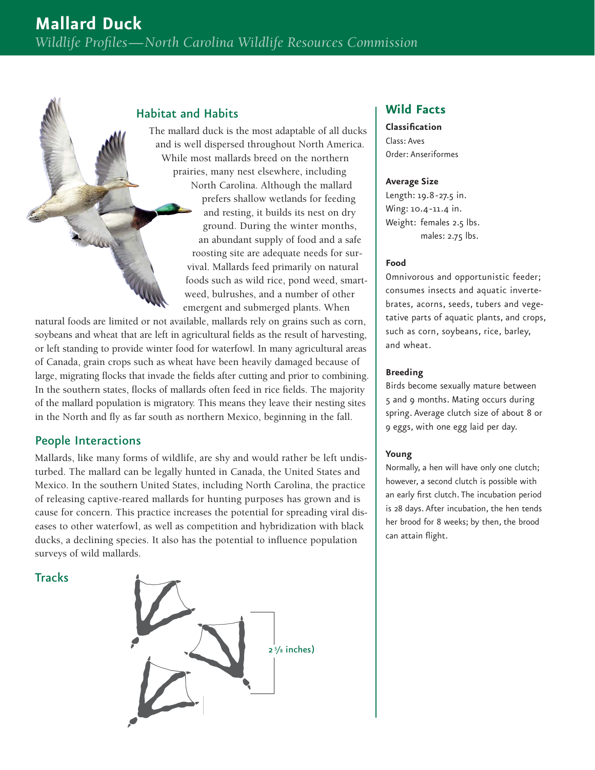# Mallard Duck

*Wildlife Profiles—North Carolina Wildlife Resources Commission*

## Habitat and Habits

The mallard duck is the most adaptable of all ducks and is well dispersed throughout North America. While most mallards breed on the northern prairies, many nest elsewhere, including North Carolina. Although the mallard prefers shallow wetlands for feeding and resting, it builds its nest on dry ground. During the winter months, an abundant supply of food and a safe roosting site are adequate needs for survival. Mallards feed primarily on natural foods such as wild rice, pond weed, smartweed, bulrushes, and a number of other emergent and submerged plants. When natural foods are limited or not available, mallards rely on grains such as corn, soybeans and wheat that are left in agricultural fields as the result of harvesting, or left standing to provide winter food for waterfowl. In many agricultural areas of Canada, grain crops such as wheat have been heavily damaged because of large, migrating flocks that invade the fields after cutting and prior to combining. In the southern states, flocks of mallards often feed in rice fields. The majority of the mallard population is migratory. This means they leave their nesting sites in the North and fly as far south as northern Mexico, beginning in the fall.

## People Interactions

Mallards, like many forms of wildlife, are shy and would rather be left undisturbed. The mallard can be legally hunted in Canada, the United States and Mexico. In the southern United States, including North Carolina, the practice of releasing captive-reared mallards for hunting purposes has grown and is cause for concern. This practice increases the potential for spreading viral diseases to other waterfowl, as well as competition and hybridization with black ducks, a declining species. It also has the potential to influence population surveys of wild mallards.

## Tracks

2 5/8 inches)

## Wild Facts

**Classification**
Class: Aves
Order: Anseriformes

**Average Size**
Length: 19.8-27.5 in.
Wing: 10.4-11.4 in.
Weight: females 2.5 lbs.
males: 2.75 lbs.

**Food**
Omnivorous and opportunistic feeder; consumes insects and aquatic invertebrates, acorns, seeds, tubers and vegetative parts of aquatic plants, and crops, such as corn, soybeans, rice, barley, and wheat.

**Breeding**
Birds become sexually mature between 5 and 9 months. Mating occurs during spring. Average clutch size of about 8 or 9 eggs, with one egg laid per day.

**Young**
Normally, a hen will have only one clutch; however, a second clutch is possible with an early first clutch. The incubation period is 28 days. After incubation, the hen tends her brood for 8 weeks; by then, the brood can attain flight.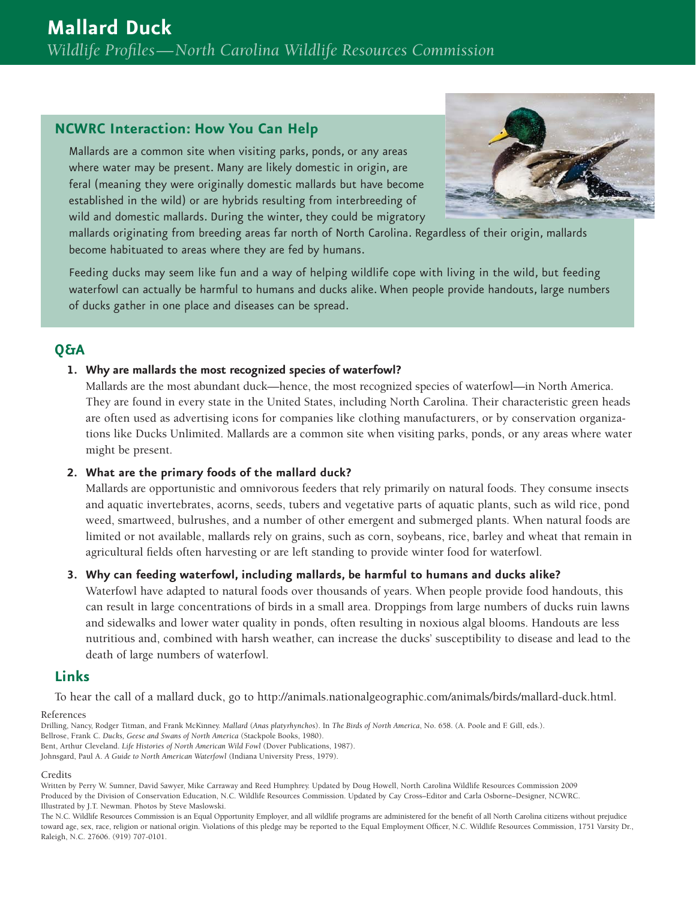# Mallard Duck

*Wildlife Profiles—North Carolina Wildlife Resources Commission*

## NCWRC Interaction: How You Can Help

Mallards are a common site when visiting parks, ponds, or any areas where water may be present. Many are likely domestic in origin, are feral (meaning they were originally domestic mallards but have become established in the wild) or are hybrids resulting from interbreeding of wild and domestic mallards. During the winter, they could be migratory mallards originating from breeding areas far north of North Carolina. Regardless of their origin, mallards become habituated to areas where they are fed by humans.

Feeding ducks may seem like fun and a way of helping wildlife cope with living in the wild, but feeding waterfowl can actually be harmful to humans and ducks alike. When people provide handouts, large numbers of ducks gather in one place and diseases can be spread.

## Q&A

1. **Why are mallards the most recognized species of waterfowl?**
   Mallards are the most abundant duck—hence, the most recognized species of waterfowl—in North America. They are found in every state in the United States, including North Carolina. Their characteristic green heads are often used as advertising icons for companies like clothing manufacturers, or by conservation organizations like Ducks Unlimited. Mallards are a common site when visiting parks, ponds, or any areas where water might be present.

2. **What are the primary foods of the mallard duck?**
   Mallards are opportunistic and omnivorous feeders that rely primarily on natural foods. They consume insects and aquatic invertebrates, acorns, seeds, tubers and vegetative parts of aquatic plants, such as wild rice, pond weed, smartweed, bulrushes, and a number of other emergent and submerged plants. When natural foods are limited or not available, mallards rely on grains, such as corn, soybeans, rice, barley and wheat that remain in agricultural fields often harvesting or are left standing to provide winter food for waterfowl.

3. **Why can feeding waterfowl, including mallards, be harmful to humans and ducks alike?**
   Waterfowl have adapted to natural foods over thousands of years. When people provide food handouts, this can result in large concentrations of birds in a small area. Droppings from large numbers of ducks ruin lawns and sidewalks and lower water quality in ponds, often resulting in noxious algal blooms. Handouts are less nutritious and, combined with harsh weather, can increase the ducks' susceptibility to disease and lead to the death of large numbers of waterfowl.

## Links

To hear the call of a mallard duck, go to http://animals.nationalgeographic.com/animals/birds/mallard-duck.html.

References

Drilling, Nancy, Rodger Titman, and Frank McKinney. *Mallard (Anas platyrhynchos)*. In *The Birds of North America*, No. 658. (A. Poole and F. Gill, eds.).

Bellrose, Frank C. *Ducks, Geese and Swans of North America* (Stackpole Books, 1980).

Bent, Arthur Cleveland. *Life Histories of North American Wild Fowl* (Dover Publications, 1987).

Johnsgard, Paul A. *A Guide to North American Waterfowl* (Indiana University Press, 1979).

Credits

Written by Perry W. Sumner, David Sawyer, Mike Carraway and Reed Humphrey. Updated by Doug Howell, North Carolina Wildlife Resources Commission 2009

Produced by the Division of Conservation Education, N.C. Wildlife Resources Commission. Updated by Cay Cross–Editor and Carla Osborne–Designer, NCWRC.

Illustrated by J.T. Newman. Photos by Steve Maslowski.

The N.C. Wildlife Resources Commission is an Equal Opportunity Employer, and all wildlife programs are administered for the benefit of all North Carolina citizens without prejudice toward age, sex, race, religion or national origin. Violations of this pledge may be reported to the Equal Employment Officer, N.C. Wildlife Resources Commission, 1751 Varsity Dr., Raleigh, N.C. 27606. (919) 707-0101.